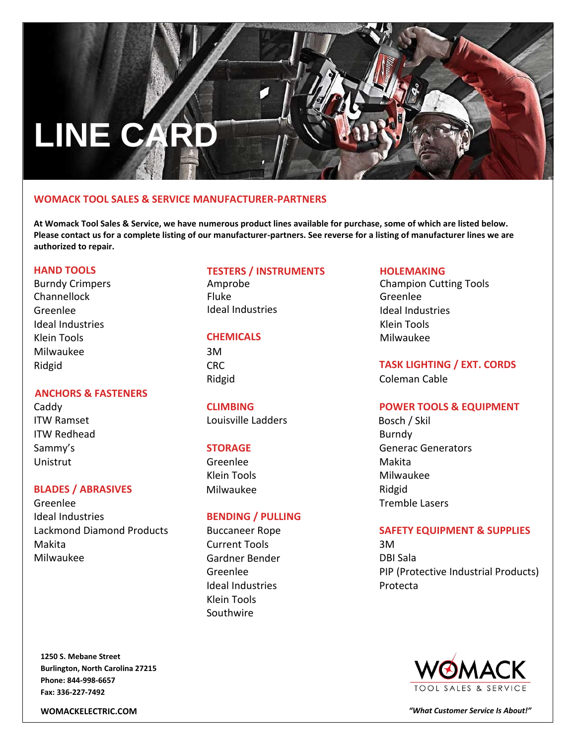# LINE CARD

## WOMACK TOOL SALES & SERVICE MANUFACTURER-PARTNERS

**At Womack Tool Sales & Service, we have numerous product lines available for purchase, some of which are listed below. Please contact us for a complete listing of our manufacturer-partners. See reverse for a listing of manufacturer lines we are authorized to repair.**

### HAND TOOLS
Burndy Crimpers
Channellock
Greenlee
Ideal Industries
Klein Tools
Milwaukee
Ridgid

### ANCHORS & FASTENERS
Caddy
ITW Ramset
ITW Redhead
Sammy's
Unistrut

### BLADES / ABRASIVES
Greenlee
Ideal Industries
Lackmond Diamond Products
Makita
Milwaukee

### TESTERS / INSTRUMENTS
Amprobe
Fluke
Ideal Industries

### CHEMICALS
3M
CRC
Ridgid

### CLIMBING
Louisville Ladders

### STORAGE
Greenlee
Klein Tools
Milwaukee

### BENDING / PULLING
Buccaneer Rope
Current Tools
Gardner Bender
Greenlee
Ideal Industries
Klein Tools
Southwire

### HOLEMAKING
Champion Cutting Tools
Greenlee
Ideal Industries
Klein Tools
Milwaukee

### TASK LIGHTING / EXT. CORDS
Coleman Cable

### POWER TOOLS & EQUIPMENT
Bosch / Skil
Burndy
Generac Generators
Makita
Milwaukee
Ridgid
Tremble Lasers

### SAFETY EQUIPMENT & SUPPLIES
3M
DBI Sala
PIP (Protective Industrial Products)
Protecta

**1250 S. Mebane Street**
**Burlington, North Carolina 27215**
**Phone: 844-998-6657**
**Fax: 336-227-7492**

**WOMACKELECTRIC.COM**

WOMACK TOOL SALES & SERVICE

***"What Customer Service Is About!"***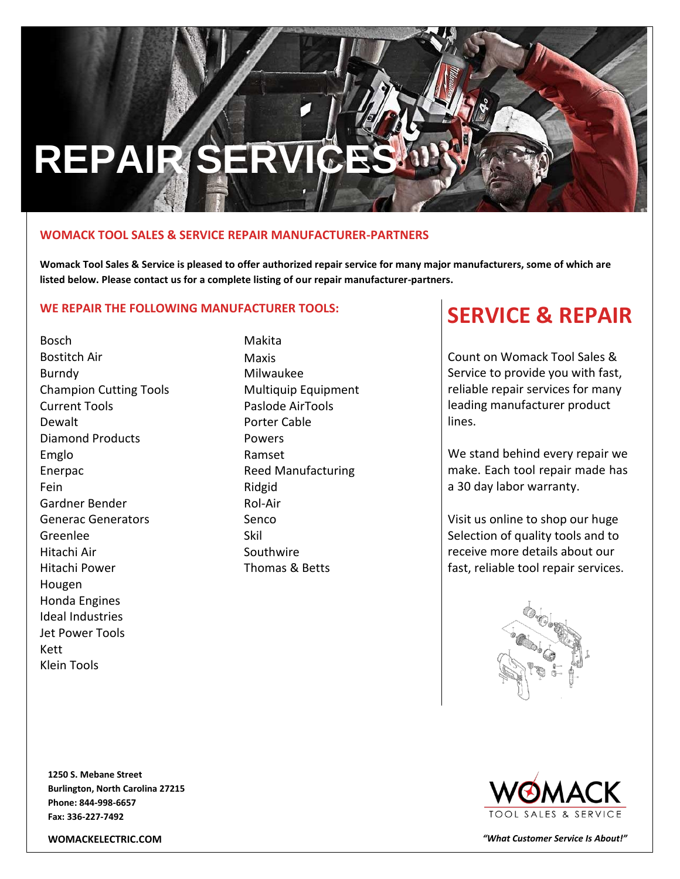# REPAIR SERVICES

## WOMACK TOOL SALES & SERVICE REPAIR MANUFACTURER-PARTNERS

**Womack Tool Sales & Service is pleased to offer authorized repair service for many major manufacturers, some of which are listed below. Please contact us for a complete listing of our repair manufacturer-partners.**

### WE REPAIR THE FOLLOWING MANUFACTURER TOOLS:

- Bosch
- Bostitch Air
- Burndy
- Champion Cutting Tools
- Current Tools
- Dewalt
- Diamond Products
- Emglo
- Enerpac
- Fein
- Gardner Bender
- Generac Generators
- Greenlee
- Hitachi Air
- Hitachi Power
- Hougen
- Honda Engines
- Ideal Industries
- Jet Power Tools
- Kett
- Klein Tools
- Makita
- Maxis
- Milwaukee
- Multiquip Equipment
- Paslode AirTools
- Porter Cable
- Powers
- Ramset
- Reed Manufacturing
- Ridgid
- Rol-Air
- Senco
- Skil
- Southwire
- Thomas & Betts

## SERVICE & REPAIR

Count on Womack Tool Sales & Service to provide you with fast, reliable repair services for many leading manufacturer product lines.

We stand behind every repair we make. Each tool repair made has a 30 day labor warranty.

Visit us online to shop our huge Selection of quality tools and to receive more details about our fast, reliable tool repair services.

**1250 S. Mebane Street**
**Burlington, North Carolina 27215**
**Phone: 844-998-6657**
**Fax: 336-227-7492**

**WOMACKELECTRIC.COM**

WOMACK TOOL SALES & SERVICE

*"What Customer Service Is About!"*